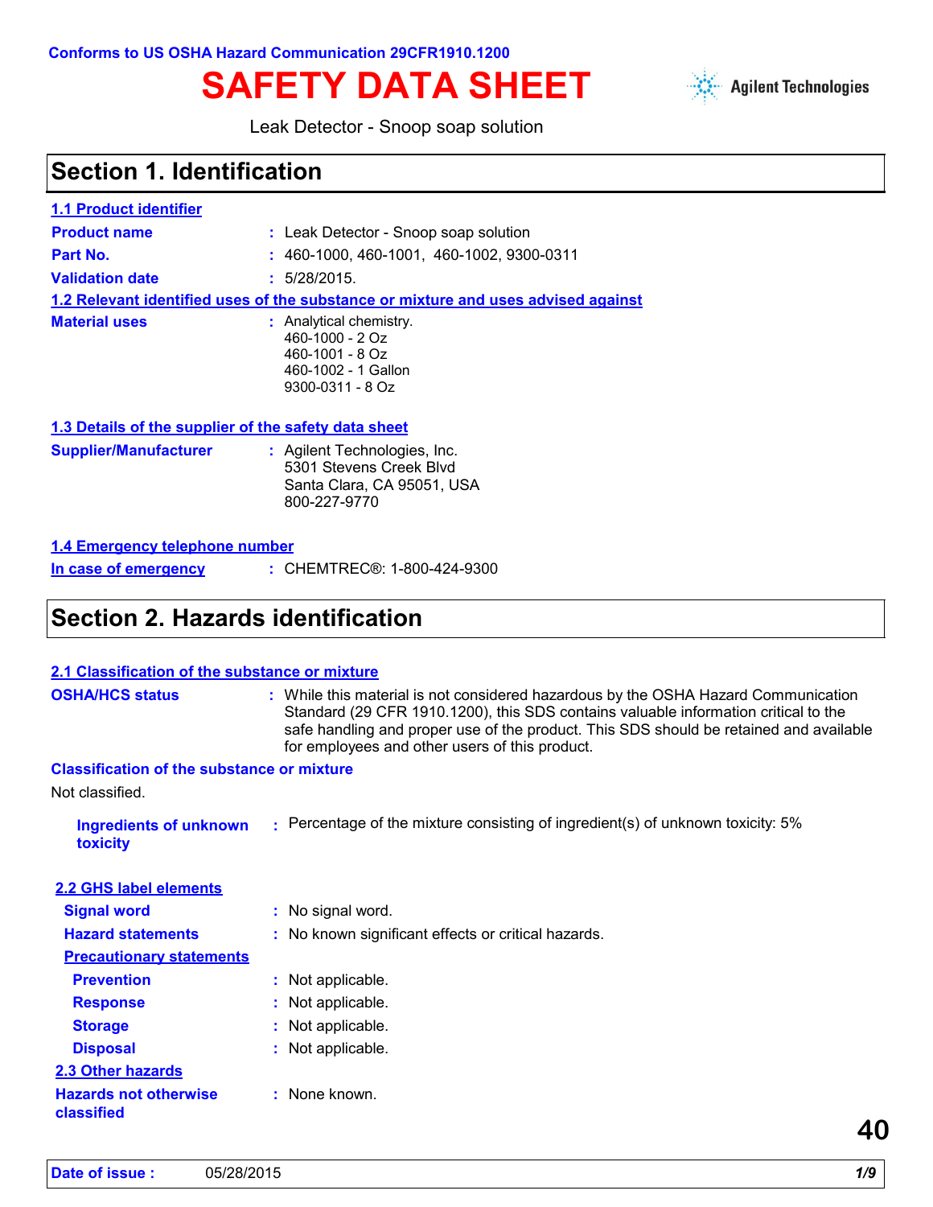Conforms to US OSHA Hazard Communication 29CFR1910.1200

# SAFETY DATA SHEET

Agilent Technologies

Leak Detector - Snoop soap solution

## Section 1. Identification

### 1.1 Product identifier

**Product name** : Leak Detector - Snoop soap solution

**Part No.** : 460-1000, 460-1001, 460-1002, 9300-0311

**Validation date** : 5/28/2015.

### 1.2 Relevant identified uses of the substance or mixture and uses advised against

**Material uses** : Analytical chemistry.
460-1000 - 2 Oz
460-1001 - 8 Oz
460-1002 - 1 Gallon
9300-0311 - 8 Oz

### 1.3 Details of the supplier of the safety data sheet

**Supplier/Manufacturer** : Agilent Technologies, Inc.
5301 Stevens Creek Blvd
Santa Clara, CA 95051, USA
800-227-9770

### 1.4 Emergency telephone number

**In case of emergency** : CHEMTREC®: 1-800-424-9300

## Section 2. Hazards identification

### 2.1 Classification of the substance or mixture

**OSHA/HCS status** : While this material is not considered hazardous by the OSHA Hazard Communication Standard (29 CFR 1910.1200), this SDS contains valuable information critical to the safe handling and proper use of the product. This SDS should be retained and available for employees and other users of this product.

**Classification of the substance or mixture**

Not classified.

**Ingredients of unknown toxicity** : Percentage of the mixture consisting of ingredient(s) of unknown toxicity: 5%

### 2.2 GHS label elements

**Signal word** : No signal word.

**Hazard statements** : No known significant effects or critical hazards.

**Precautionary statements**

**Prevention** : Not applicable.

**Response** : Not applicable.

**Storage** : Not applicable.

**Disposal** : Not applicable.

### 2.3 Other hazards

**Hazards not otherwise classified** : None known.

40

**Date of issue :** 05/28/2015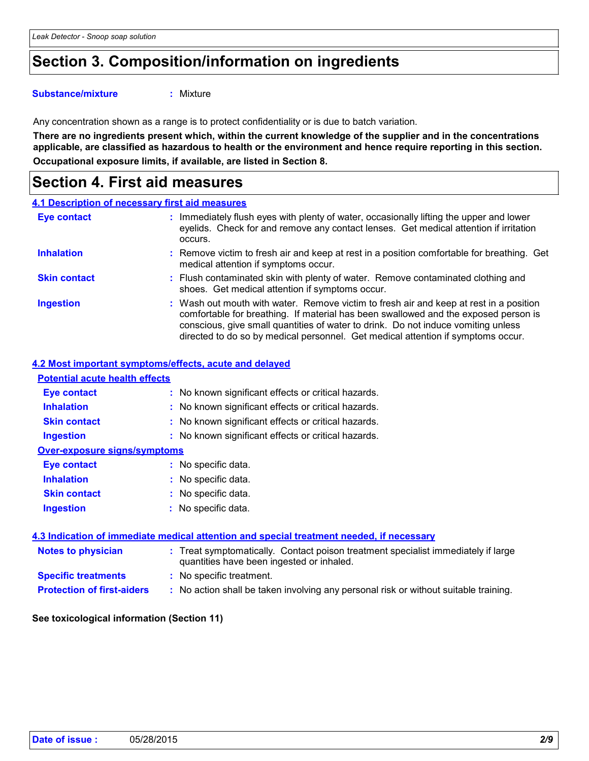## Section 3. Composition/information on ingredients

**Substance/mixture** : Mixture

Any concentration shown as a range is to protect confidentiality or is due to batch variation.

**There are no ingredients present which, within the current knowledge of the supplier and in the concentrations applicable, are classified as hazardous to health or the environment and hence require reporting in this section.**

**Occupational exposure limits, if available, are listed in Section 8.**

## Section 4. First aid measures

### 4.1 Description of necessary first aid measures

**Eye contact** : Immediately flush eyes with plenty of water, occasionally lifting the upper and lower eyelids. Check for and remove any contact lenses. Get medical attention if irritation occurs.

**Inhalation** : Remove victim to fresh air and keep at rest in a position comfortable for breathing. Get medical attention if symptoms occur.

**Skin contact** : Flush contaminated skin with plenty of water. Remove contaminated clothing and shoes. Get medical attention if symptoms occur.

**Ingestion** : Wash out mouth with water. Remove victim to fresh air and keep at rest in a position comfortable for breathing. If material has been swallowed and the exposed person is conscious, give small quantities of water to drink. Do not induce vomiting unless directed to do so by medical personnel. Get medical attention if symptoms occur.

### 4.2 Most important symptoms/effects, acute and delayed

#### Potential acute health effects

**Eye contact** : No known significant effects or critical hazards.

**Inhalation** : No known significant effects or critical hazards.

**Skin contact** : No known significant effects or critical hazards.

**Ingestion** : No known significant effects or critical hazards.

#### Over-exposure signs/symptoms

**Eye contact** : No specific data.

**Inhalation** : No specific data.

**Skin contact** : No specific data.

**Ingestion** : No specific data.

### 4.3 Indication of immediate medical attention and special treatment needed, if necessary

**Notes to physician** : Treat symptomatically. Contact poison treatment specialist immediately if large quantities have been ingested or inhaled.

**Specific treatments** : No specific treatment.

**Protection of first-aiders** : No action shall be taken involving any personal risk or without suitable training.

**See toxicological information (Section 11)**

**Date of issue :** 05/28/2015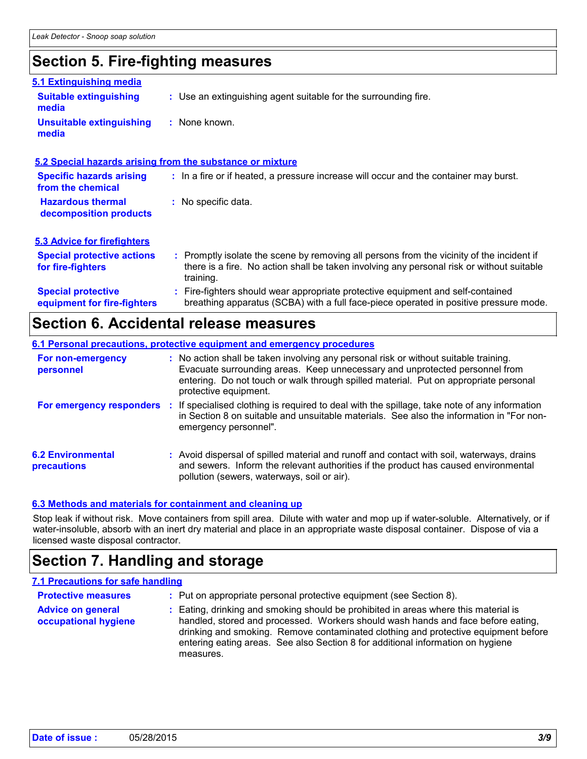# Section 5. Fire-fighting measures

## 5.1 Extinguishing media

**Suitable extinguishing media** : Use an extinguishing agent suitable for the surrounding fire.

**Unsuitable extinguishing media** : None known.

## 5.2 Special hazards arising from the substance or mixture

**Specific hazards arising from the chemical** : In a fire or if heated, a pressure increase will occur and the container may burst.

**Hazardous thermal decomposition products** : No specific data.

## 5.3 Advice for firefighters

**Special protective actions for fire-fighters** : Promptly isolate the scene by removing all persons from the vicinity of the incident if there is a fire. No action shall be taken involving any personal risk or without suitable training.

**Special protective equipment for fire-fighters** : Fire-fighters should wear appropriate protective equipment and self-contained breathing apparatus (SCBA) with a full face-piece operated in positive pressure mode.

# Section 6. Accidental release measures

## 6.1 Personal precautions, protective equipment and emergency procedures

**For non-emergency personnel** : No action shall be taken involving any personal risk or without suitable training. Evacuate surrounding areas. Keep unnecessary and unprotected personnel from entering. Do not touch or walk through spilled material. Put on appropriate personal protective equipment.

**For emergency responders** : If specialised clothing is required to deal with the spillage, take note of any information in Section 8 on suitable and unsuitable materials. See also the information in "For non-emergency personnel".

**6.2 Environmental precautions** : Avoid dispersal of spilled material and runoff and contact with soil, waterways, drains and sewers. Inform the relevant authorities if the product has caused environmental pollution (sewers, waterways, soil or air).

## 6.3 Methods and materials for containment and cleaning up

Stop leak if without risk. Move containers from spill area. Dilute with water and mop up if water-soluble. Alternatively, or if water-insoluble, absorb with an inert dry material and place in an appropriate waste disposal container. Dispose of via a licensed waste disposal contractor.

# Section 7. Handling and storage

## 7.1 Precautions for safe handling

**Protective measures** : Put on appropriate personal protective equipment (see Section 8).

**Advice on general occupational hygiene** : Eating, drinking and smoking should be prohibited in areas where this material is handled, stored and processed. Workers should wash hands and face before eating, drinking and smoking. Remove contaminated clothing and protective equipment before entering eating areas. See also Section 8 for additional information on hygiene measures.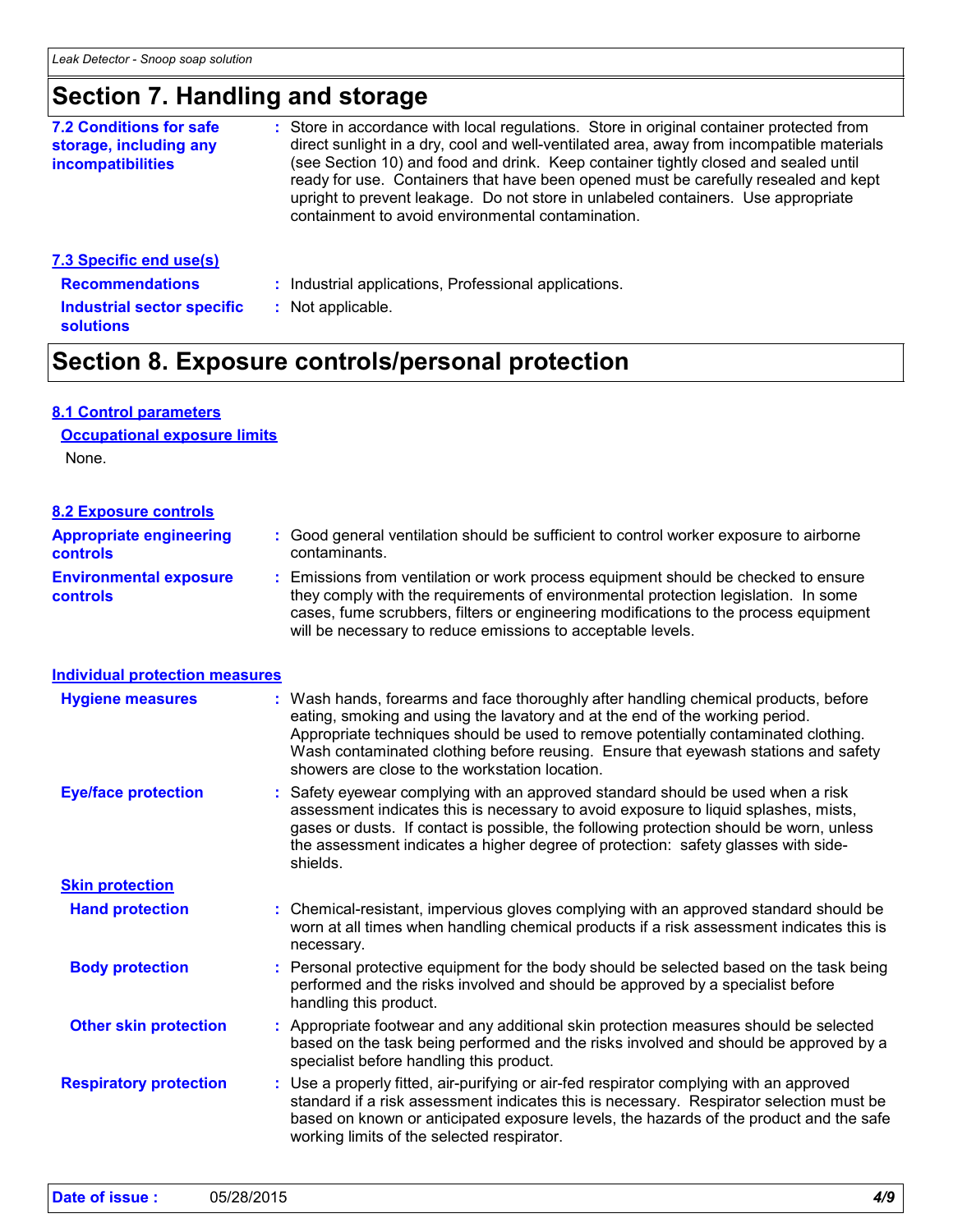## Section 7. Handling and storage

**7.2 Conditions for safe storage, including any incompatibilities** : Store in accordance with local regulations. Store in original container protected from direct sunlight in a dry, cool and well-ventilated area, away from incompatible materials (see Section 10) and food and drink. Keep container tightly closed and sealed until ready for use. Containers that have been opened must be carefully resealed and kept upright to prevent leakage. Do not store in unlabeled containers. Use appropriate containment to avoid environmental contamination.

### 7.3 Specific end use(s)

**Recommendations** : Industrial applications, Professional applications.

**Industrial sector specific solutions** : Not applicable.

## Section 8. Exposure controls/personal protection

### 8.1 Control parameters

**Occupational exposure limits**

None.

### 8.2 Exposure controls

**Appropriate engineering controls** : Good general ventilation should be sufficient to control worker exposure to airborne contaminants.

**Environmental exposure controls** : Emissions from ventilation or work process equipment should be checked to ensure they comply with the requirements of environmental protection legislation. In some cases, fume scrubbers, filters or engineering modifications to the process equipment will be necessary to reduce emissions to acceptable levels.

### Individual protection measures

**Hygiene measures** : Wash hands, forearms and face thoroughly after handling chemical products, before eating, smoking and using the lavatory and at the end of the working period. Appropriate techniques should be used to remove potentially contaminated clothing. Wash contaminated clothing before reusing. Ensure that eyewash stations and safety showers are close to the workstation location.

**Eye/face protection** : Safety eyewear complying with an approved standard should be used when a risk assessment indicates this is necessary to avoid exposure to liquid splashes, mists, gases or dusts. If contact is possible, the following protection should be worn, unless the assessment indicates a higher degree of protection: safety glasses with side-shields.

**Skin protection**

**Hand protection** : Chemical-resistant, impervious gloves complying with an approved standard should be worn at all times when handling chemical products if a risk assessment indicates this is necessary.

**Body protection** : Personal protective equipment for the body should be selected based on the task being performed and the risks involved and should be approved by a specialist before handling this product.

**Other skin protection** : Appropriate footwear and any additional skin protection measures should be selected based on the task being performed and the risks involved and should be approved by a specialist before handling this product.

**Respiratory protection** : Use a properly fitted, air-purifying or air-fed respirator complying with an approved standard if a risk assessment indicates this is necessary. Respirator selection must be based on known or anticipated exposure levels, the hazards of the product and the safe working limits of the selected respirator.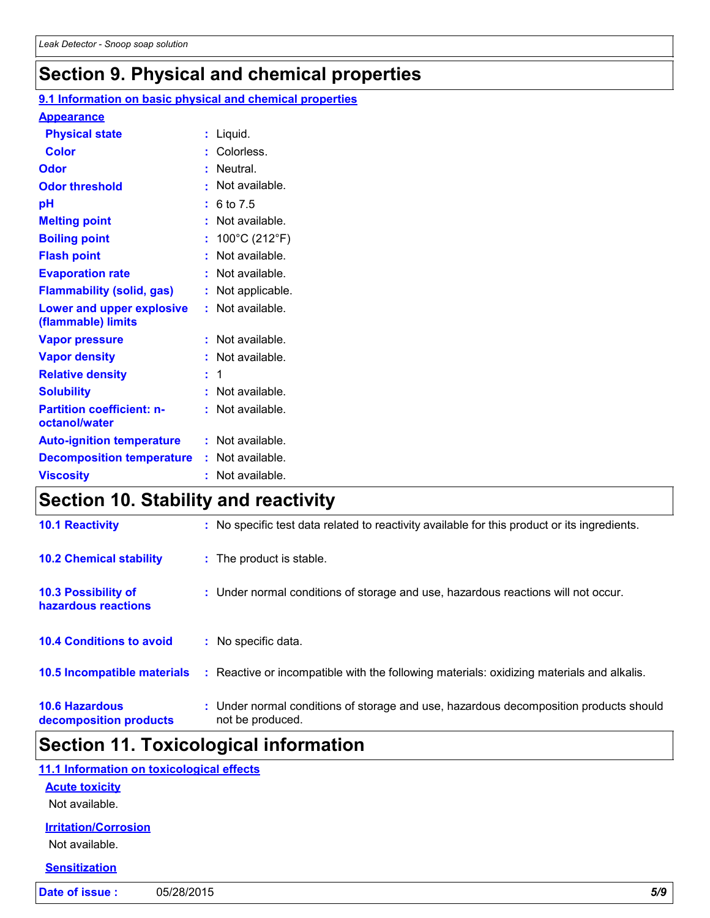# Section 9. Physical and chemical properties

## 9.1 Information on basic physical and chemical properties

### Appearance

| | | |
|---|---|---|
| **Physical state** | : | Liquid. |
| **Color** | : | Colorless. |
| **Odor** | : | Neutral. |
| **Odor threshold** | : | Not available. |
| **pH** | : | 6 to 7.5 |
| **Melting point** | : | Not available. |
| **Boiling point** | : | 100°C (212°F) |
| **Flash point** | : | Not available. |
| **Evaporation rate** | : | Not available. |
| **Flammability (solid, gas)** | : | Not applicable. |
| **Lower and upper explosive (flammable) limits** | : | Not available. |
| **Vapor pressure** | : | Not available. |
| **Vapor density** | : | Not available. |
| **Relative density** | : | 1 |
| **Solubility** | : | Not available. |
| **Partition coefficient: n-octanol/water** | : | Not available. |
| **Auto-ignition temperature** | : | Not available. |
| **Decomposition temperature** | : | Not available. |
| **Viscosity** | : | Not available. |

# Section 10. Stability and reactivity

| | | |
|---|---|---|
| **10.1 Reactivity** | : | No specific test data related to reactivity available for this product or its ingredients. |
| **10.2 Chemical stability** | : | The product is stable. |
| **10.3 Possibility of hazardous reactions** | : | Under normal conditions of storage and use, hazardous reactions will not occur. |
| **10.4 Conditions to avoid** | : | No specific data. |
| **10.5 Incompatible materials** | : | Reactive or incompatible with the following materials: oxidizing materials and alkalis. |
| **10.6 Hazardous decomposition products** | : | Under normal conditions of storage and use, hazardous decomposition products should not be produced. |

# Section 11. Toxicological information

## 11.1 Information on toxicological effects

### Acute toxicity

Not available.

### Irritation/Corrosion

Not available.

### Sensitization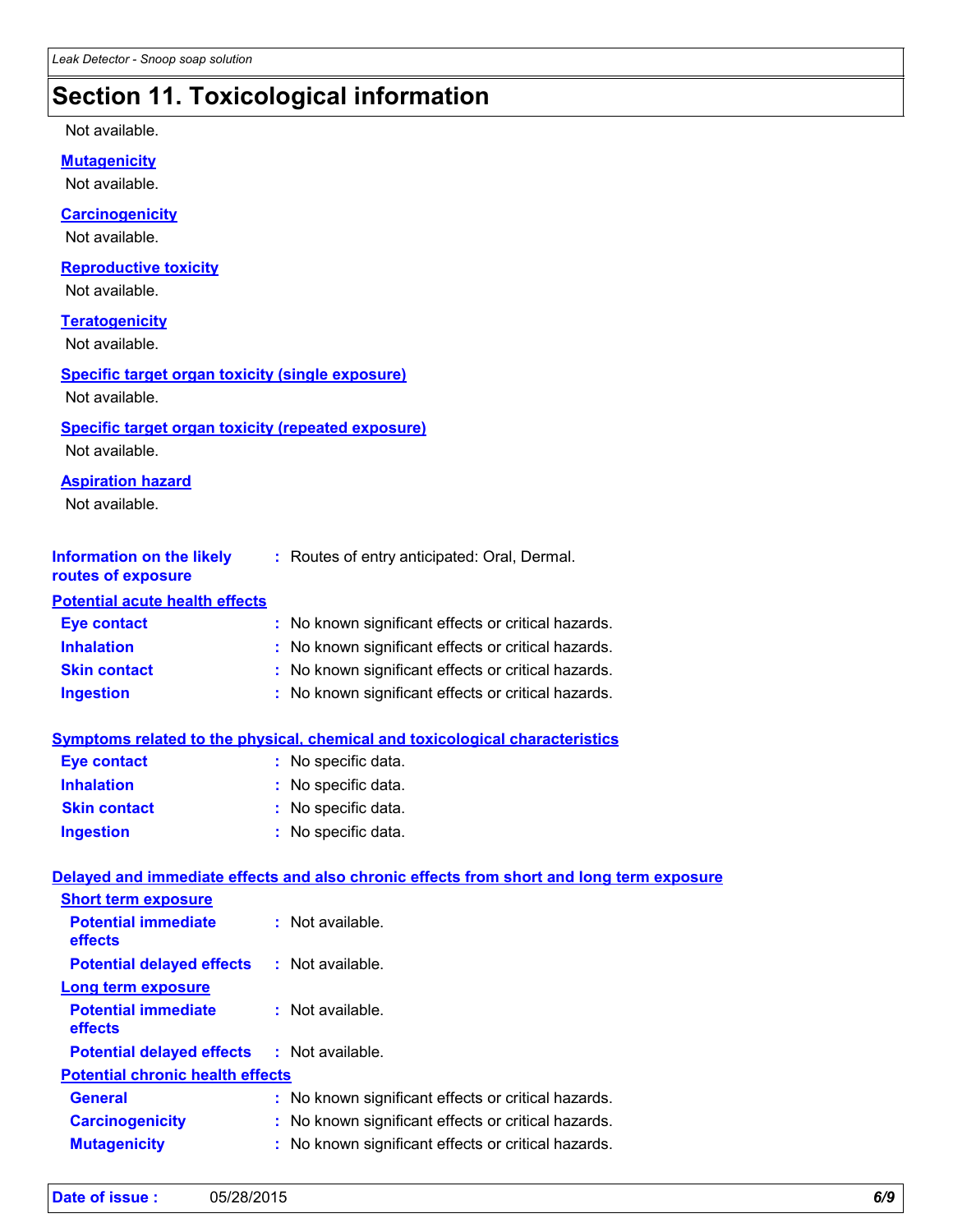## Section 11. Toxicological information

Not available.

**Mutagenicity**

Not available.

**Carcinogenicity**

Not available.

**Reproductive toxicity**

Not available.

**Teratogenicity**

Not available.

**Specific target organ toxicity (single exposure)**

Not available.

**Specific target organ toxicity (repeated exposure)**

Not available.

**Aspiration hazard**

Not available.

**Information on the likely routes of exposure** : Routes of entry anticipated: Oral, Dermal.

**Potential acute health effects**

**Eye contact** : No known significant effects or critical hazards.
**Inhalation** : No known significant effects or critical hazards.
**Skin contact** : No known significant effects or critical hazards.
**Ingestion** : No known significant effects or critical hazards.

**Symptoms related to the physical, chemical and toxicological characteristics**

**Eye contact** : No specific data.
**Inhalation** : No specific data.
**Skin contact** : No specific data.
**Ingestion** : No specific data.

**Delayed and immediate effects and also chronic effects from short and long term exposure**

**Short term exposure**

**Potential immediate effects** : Not available.
**Potential delayed effects** : Not available.

**Long term exposure**

**Potential immediate effects** : Not available.
**Potential delayed effects** : Not available.

**Potential chronic health effects**

**General** : No known significant effects or critical hazards.
**Carcinogenicity** : No known significant effects or critical hazards.
**Mutagenicity** : No known significant effects or critical hazards.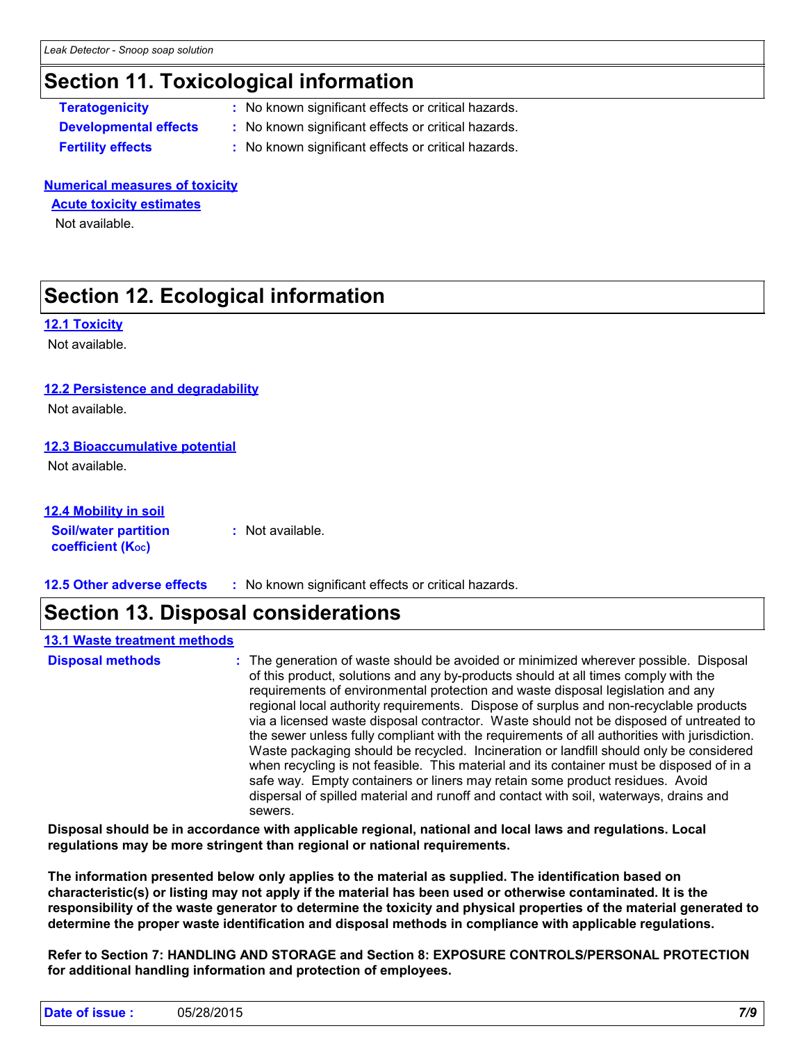## Section 11. Toxicological information

**Teratogenicity** : No known significant effects or critical hazards.

**Developmental effects** : No known significant effects or critical hazards.

**Fertility effects** : No known significant effects or critical hazards.

**Numerical measures of toxicity**

**Acute toxicity estimates**

Not available.

## Section 12. Ecological information

**12.1 Toxicity**

Not available.

**12.2 Persistence and degradability**

Not available.

**12.3 Bioaccumulative potential**

Not available.

**12.4 Mobility in soil**

**Soil/water partition coefficient ($K_{OC}$)** : Not available.

**12.5 Other adverse effects** : No known significant effects or critical hazards.

## Section 13. Disposal considerations

**13.1 Waste treatment methods**

**Disposal methods** : The generation of waste should be avoided or minimized wherever possible. Disposal of this product, solutions and any by-products should at all times comply with the requirements of environmental protection and waste disposal legislation and any regional local authority requirements. Dispose of surplus and non-recyclable products via a licensed waste disposal contractor. Waste should not be disposed of untreated to the sewer unless fully compliant with the requirements of all authorities with jurisdiction. Waste packaging should be recycled. Incineration or landfill should only be considered when recycling is not feasible. This material and its container must be disposed of in a safe way. Empty containers or liners may retain some product residues. Avoid dispersal of spilled material and runoff and contact with soil, waterways, drains and sewers.

**Disposal should be in accordance with applicable regional, national and local laws and regulations. Local regulations may be more stringent than regional or national requirements.**

**The information presented below only applies to the material as supplied. The identification based on characteristic(s) or listing may not apply if the material has been used or otherwise contaminated. It is the responsibility of the waste generator to determine the toxicity and physical properties of the material generated to determine the proper waste identification and disposal methods in compliance with applicable regulations.**

**Refer to Section 7: HANDLING AND STORAGE and Section 8: EXPOSURE CONTROLS/PERSONAL PROTECTION for additional handling information and protection of employees.**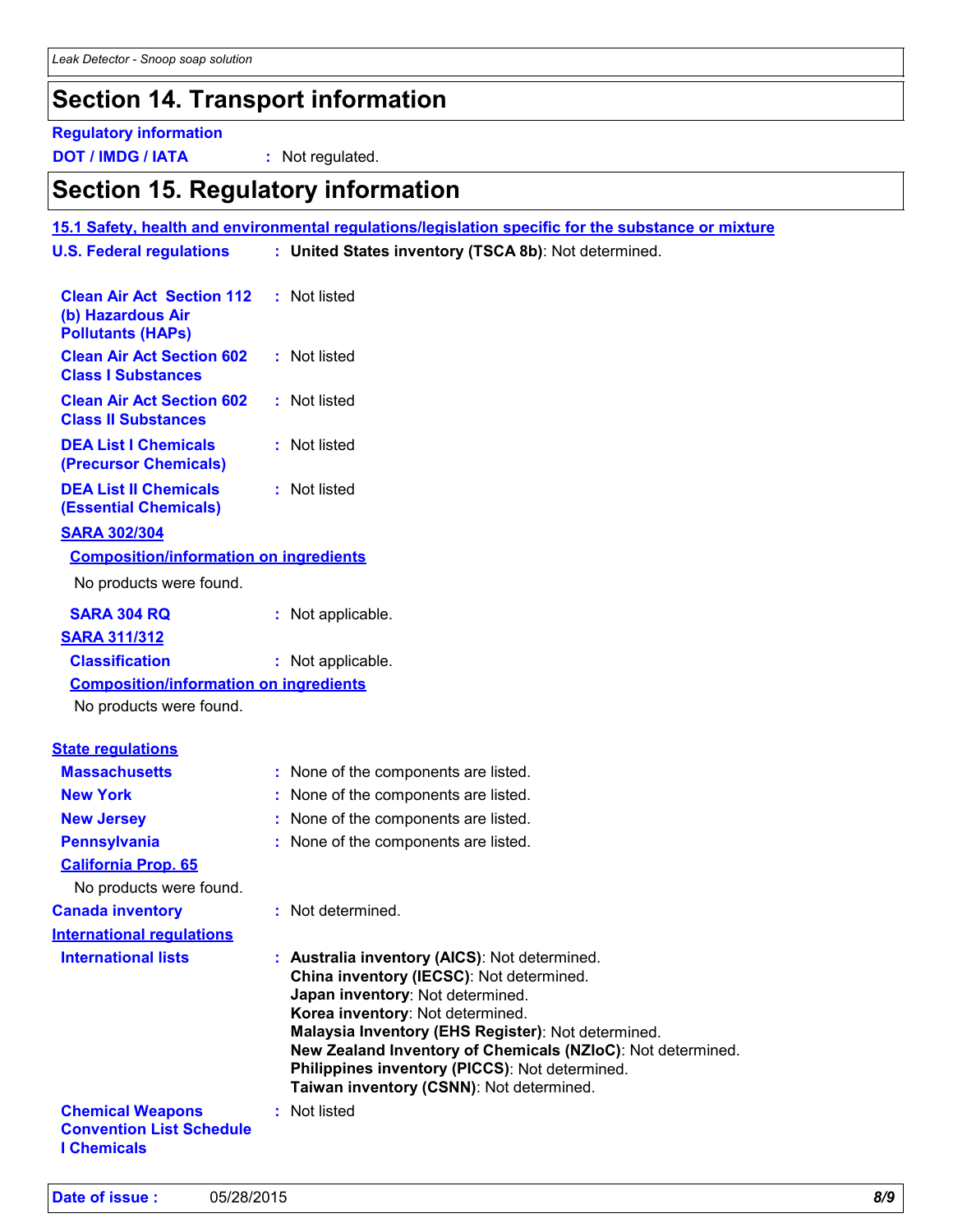## Section 14. Transport information

**Regulatory information**

**DOT / IMDG / IATA** : Not regulated.

## Section 15. Regulatory information

**15.1 Safety, health and environmental regulations/legislation specific for the substance or mixture**

**U.S. Federal regulations** : **United States inventory (TSCA 8b)**: Not determined.

**Clean Air Act Section 112 (b) Hazardous Air Pollutants (HAPs)** : Not listed

**Clean Air Act Section 602 Class I Substances** : Not listed

**Clean Air Act Section 602 Class II Substances** : Not listed

**DEA List I Chemicals (Precursor Chemicals)** : Not listed

**DEA List II Chemicals (Essential Chemicals)** : Not listed

**SARA 302/304**

**Composition/information on ingredients**

No products were found.

**SARA 304 RQ** : Not applicable.

**SARA 311/312**

**Classification** : Not applicable.

**Composition/information on ingredients**

No products were found.

**State regulations**

**Massachusetts** : None of the components are listed.

**New York** : None of the components are listed.

**New Jersey** : None of the components are listed.

**Pennsylvania** : None of the components are listed.

**California Prop. 65**

No products were found.

**Canada inventory** : Not determined.

**International regulations**

**International lists** :
**Australia inventory (AICS)**: Not determined.
**China inventory (IECSC)**: Not determined.
**Japan inventory**: Not determined.
**Korea inventory**: Not determined.
**Malaysia Inventory (EHS Register)**: Not determined.
**New Zealand Inventory of Chemicals (NZIoC)**: Not determined.
**Philippines inventory (PICCS)**: Not determined.
**Taiwan inventory (CSNN)**: Not determined.

**Chemical Weapons Convention List Schedule I Chemicals** : Not listed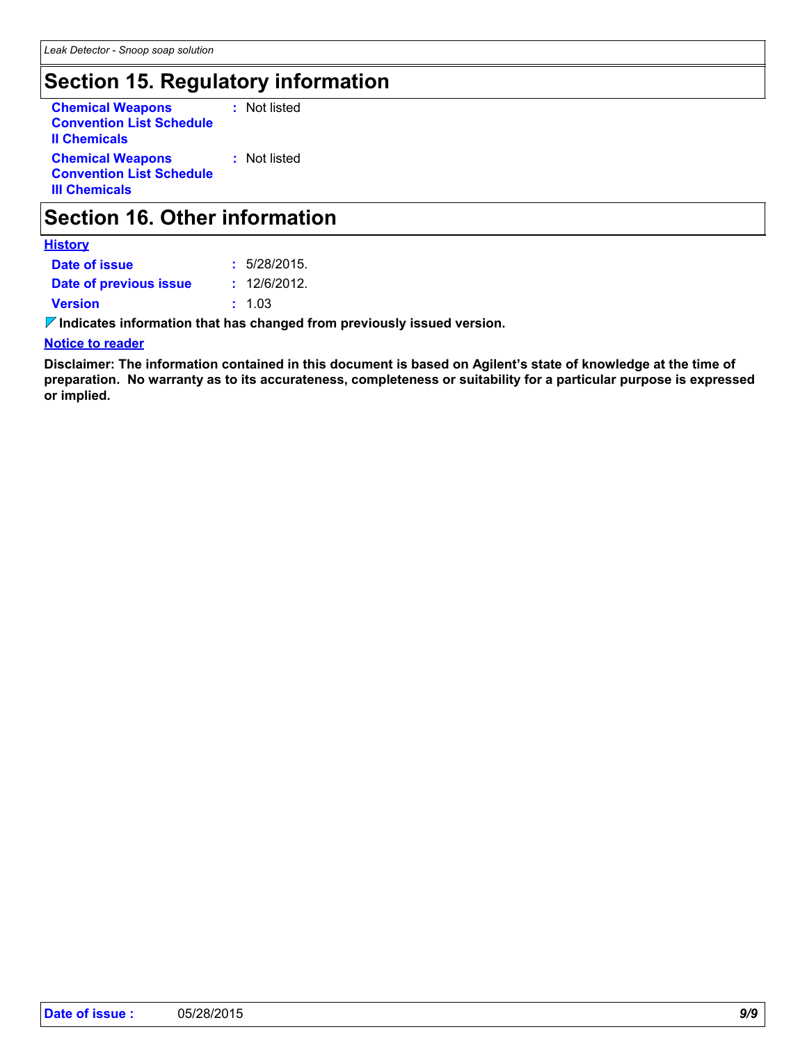## Section 15. Regulatory information

**Chemical Weapons Convention List Schedule II Chemicals** : Not listed

**Chemical Weapons Convention List Schedule III Chemicals** : Not listed

## Section 16. Other information

**History**

**Date of issue** : 5/28/2015.

**Date of previous issue** : 12/6/2012.

**Version** : 1.03

**Indicates information that has changed from previously issued version.**

**Notice to reader**

**Disclaimer: The information contained in this document is based on Agilent's state of knowledge at the time of preparation. No warranty as to its accurateness, completeness or suitability for a particular purpose is expressed or implied.**